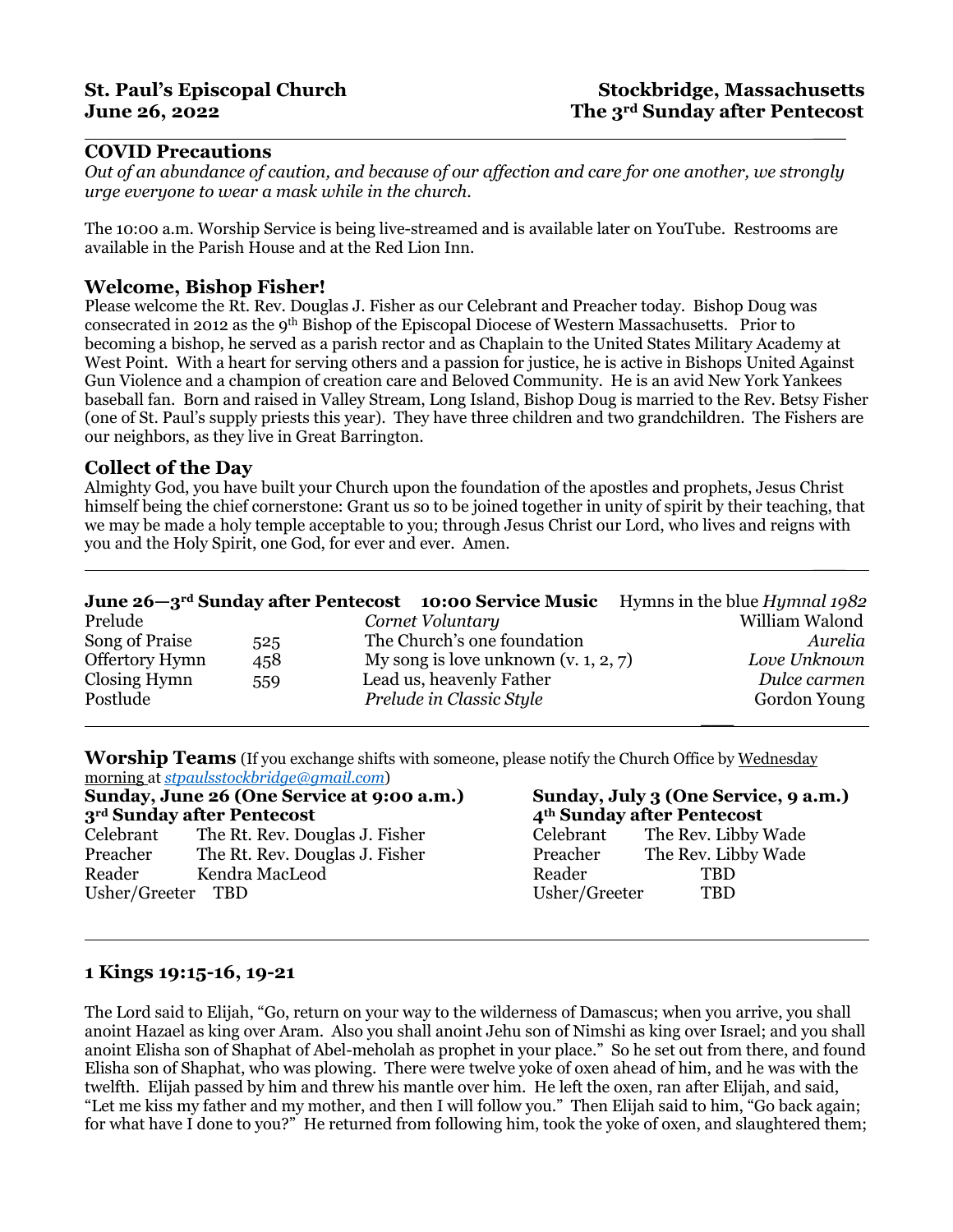**St. Paul's Episcopal Church** **Stockbridge, Massachusetts**
**June 26, 2022** **The 3rd Sunday after Pentecost**

---

## COVID Precautions

*Out of an abundance of caution, and because of our affection and care for one another, we strongly urge everyone to wear a mask while in the church.*

The 10:00 a.m. Worship Service is being live-streamed and is available later on YouTube. Restrooms are available in the Parish House and at the Red Lion Inn.

## Welcome, Bishop Fisher!

Please welcome the Rt. Rev. Douglas J. Fisher as our Celebrant and Preacher today. Bishop Doug was consecrated in 2012 as the 9th Bishop of the Episcopal Diocese of Western Massachusetts. Prior to becoming a bishop, he served as a parish rector and as Chaplain to the United States Military Academy at West Point. With a heart for serving others and a passion for justice, he is active in Bishops United Against Gun Violence and a champion of creation care and Beloved Community. He is an avid New York Yankees baseball fan. Born and raised in Valley Stream, Long Island, Bishop Doug is married to the Rev. Betsy Fisher (one of St. Paul's supply priests this year). They have three children and two grandchildren. The Fishers are our neighbors, as they live in Great Barrington.

## Collect of the Day

Almighty God, you have built your Church upon the foundation of the apostles and prophets, Jesus Christ himself being the chief cornerstone: Grant us so to be joined together in unity of spirit by their teaching, that we may be made a holy temple acceptable to you; through Jesus Christ our Lord, who lives and reigns with you and the Holy Spirit, one God, for ever and ever. Amen.

---

| **June 26—3rd Sunday after Pentecost** | | **10:00 Service Music** | Hymns in the blue *Hymnal 1982* |
|---|---|---|---|
| Prelude | | *Cornet Voluntary* | William Walond |
| Song of Praise | 525 | The Church's one foundation | *Aurelia* |
| Offertory Hymn | 458 | My song is love unknown (v. 1, 2, 7) | *Love Unknown* |
| Closing Hymn | 559 | Lead us, heavenly Father | *Dulce carmen* |
| Postlude | | *Prelude in Classic Style* | Gordon Young |

---

**Worship Teams** (If you exchange shifts with someone, please notify the Church Office by Wednesday morning at *stpaulsstockbridge@gmail.com*)

**Sunday, June 26 (One Service at 9:00 a.m.)**
**3rd Sunday after Pentecost**

| | |
|---|---|
| Celebrant | The Rt. Rev. Douglas J. Fisher |
| Preacher | The Rt. Rev. Douglas J. Fisher |
| Reader | Kendra MacLeod |
| Usher/Greeter | TBD |

**Sunday, July 3 (One Service, 9 a.m.)**
**4th Sunday after Pentecost**

| | |
|---|---|
| Celebrant | The Rev. Libby Wade |
| Preacher | The Rev. Libby Wade |
| Reader | TBD |
| Usher/Greeter | TBD |

---

## 1 Kings 19:15-16, 19-21

The Lord said to Elijah, "Go, return on your way to the wilderness of Damascus; when you arrive, you shall anoint Hazael as king over Aram. Also you shall anoint Jehu son of Nimshi as king over Israel; and you shall anoint Elisha son of Shaphat of Abel-meholah as prophet in your place." So he set out from there, and found Elisha son of Shaphat, who was plowing. There were twelve yoke of oxen ahead of him, and he was with the twelfth. Elijah passed by him and threw his mantle over him. He left the oxen, ran after Elijah, and said, "Let me kiss my father and my mother, and then I will follow you." Then Elijah said to him, "Go back again; for what have I done to you?" He returned from following him, took the yoke of oxen, and slaughtered them;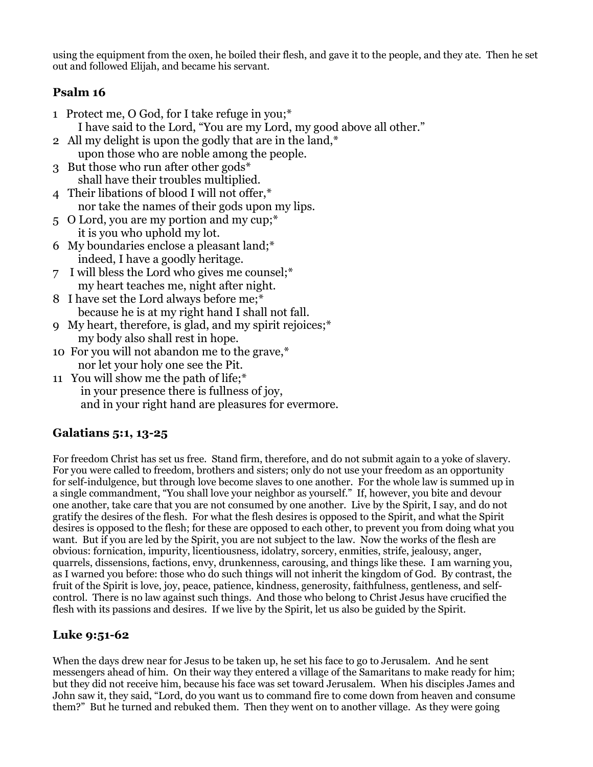using the equipment from the oxen, he boiled their flesh, and gave it to the people, and they ate. Then he set out and followed Elijah, and became his servant.

## Psalm 16

1 Protect me, O God, for I take refuge in you;*
  I have said to the Lord, "You are my Lord, my good above all other."
2 All my delight is upon the godly that are in the land,*
  upon those who are noble among the people.
3 But those who run after other gods*
  shall have their troubles multiplied.
4 Their libations of blood I will not offer,*
  nor take the names of their gods upon my lips.
5 O Lord, you are my portion and my cup;*
  it is you who uphold my lot.
6 My boundaries enclose a pleasant land;*
  indeed, I have a goodly heritage.
7 I will bless the Lord who gives me counsel;*
  my heart teaches me, night after night.
8 I have set the Lord always before me;*
  because he is at my right hand I shall not fall.
9 My heart, therefore, is glad, and my spirit rejoices;*
  my body also shall rest in hope.
10 For you will not abandon me to the grave,*
  nor let your holy one see the Pit.
11 You will show me the path of life;*
  in your presence there is fullness of joy,
  and in your right hand are pleasures for evermore.

## Galatians 5:1, 13-25

For freedom Christ has set us free. Stand firm, therefore, and do not submit again to a yoke of slavery. For you were called to freedom, brothers and sisters; only do not use your freedom as an opportunity for self-indulgence, but through love become slaves to one another. For the whole law is summed up in a single commandment, "You shall love your neighbor as yourself." If, however, you bite and devour one another, take care that you are not consumed by one another. Live by the Spirit, I say, and do not gratify the desires of the flesh. For what the flesh desires is opposed to the Spirit, and what the Spirit desires is opposed to the flesh; for these are opposed to each other, to prevent you from doing what you want. But if you are led by the Spirit, you are not subject to the law. Now the works of the flesh are obvious: fornication, impurity, licentiousness, idolatry, sorcery, enmities, strife, jealousy, anger, quarrels, dissensions, factions, envy, drunkenness, carousing, and things like these. I am warning you, as I warned you before: those who do such things will not inherit the kingdom of God. By contrast, the fruit of the Spirit is love, joy, peace, patience, kindness, generosity, faithfulness, gentleness, and self-control. There is no law against such things. And those who belong to Christ Jesus have crucified the flesh with its passions and desires. If we live by the Spirit, let us also be guided by the Spirit.

## Luke 9:51-62

When the days drew near for Jesus to be taken up, he set his face to go to Jerusalem. And he sent messengers ahead of him. On their way they entered a village of the Samaritans to make ready for him; but they did not receive him, because his face was set toward Jerusalem. When his disciples James and John saw it, they said, "Lord, do you want us to command fire to come down from heaven and consume them?" But he turned and rebuked them. Then they went on to another village. As they were going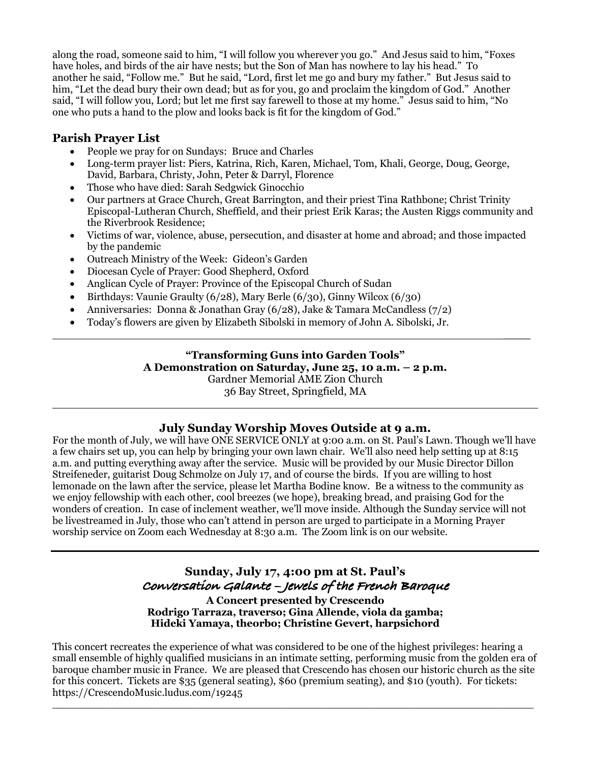along the road, someone said to him, "I will follow you wherever you go." And Jesus said to him, "Foxes have holes, and birds of the air have nests; but the Son of Man has nowhere to lay his head." To another he said, "Follow me." But he said, "Lord, first let me go and bury my father." But Jesus said to him, "Let the dead bury their own dead; but as for you, go and proclaim the kingdom of God." Another said, "I will follow you, Lord; but let me first say farewell to those at my home." Jesus said to him, "No one who puts a hand to the plow and looks back is fit for the kingdom of God."

## Parish Prayer List

- People we pray for on Sundays: Bruce and Charles
- Long-term prayer list: Piers, Katrina, Rich, Karen, Michael, Tom, Khali, George, Doug, George, David, Barbara, Christy, John, Peter & Darryl, Florence
- Those who have died: Sarah Sedgwick Ginocchio
- Our partners at Grace Church, Great Barrington, and their priest Tina Rathbone; Christ Trinity Episcopal-Lutheran Church, Sheffield, and their priest Erik Karas; the Austen Riggs community and the Riverbrook Residence;
- Victims of war, violence, abuse, persecution, and disaster at home and abroad; and those impacted by the pandemic
- Outreach Ministry of the Week: Gideon's Garden
- Diocesan Cycle of Prayer: Good Shepherd, Oxford
- Anglican Cycle of Prayer: Province of the Episcopal Church of Sudan
- Birthdays: Vaunie Graulty (6/28), Mary Berle (6/30), Ginny Wilcox (6/30)
- Anniversaries: Donna & Jonathan Gray (6/28), Jake & Tamara McCandless (7/2)
- Today's flowers are given by Elizabeth Sibolski in memory of John A. Sibolski, Jr.

---

**"Transforming Guns into Garden Tools"**
**A Demonstration on Saturday, June 25, 10 a.m. – 2 p.m.**
Gardner Memorial AME Zion Church
36 Bay Street, Springfield, MA

---

## July Sunday Worship Moves Outside at 9 a.m.

For the month of July, we will have ONE SERVICE ONLY at 9:00 a.m. on St. Paul's Lawn. Though we'll have a few chairs set up, you can help by bringing your own lawn chair. We'll also need help setting up at 8:15 a.m. and putting everything away after the service. Music will be provided by our Music Director Dillon Streifeneder, guitarist Doug Schmolze on July 17, and of course the birds. If you are willing to host lemonade on the lawn after the service, please let Martha Bodine know. Be a witness to the community as we enjoy fellowship with each other, cool breezes (we hope), breaking bread, and praising God for the wonders of creation. In case of inclement weather, we'll move inside. Although the Sunday service will not be livestreamed in July, those who can't attend in person are urged to participate in a Morning Prayer worship service on Zoom each Wednesday at 8:30 a.m. The Zoom link is on our website.

---

## Sunday, July 17, 4:00 pm at St. Paul's
### *Conversation Galante – Jewels of the French Baroque*

**A Concert presented by Crescendo**
**Rodrigo Tarraza, traverso; Gina Allende, viola da gamba; Hideki Yamaya, theorbo; Christine Gevert, harpsichord**

This concert recreates the experience of what was considered to be one of the highest privileges: hearing a small ensemble of highly qualified musicians in an intimate setting, performing music from the golden era of baroque chamber music in France. We are pleased that Crescendo has chosen our historic church as the site for this concert. Tickets are $35 (general seating), $60 (premium seating), and $10 (youth). For tickets: https://CrescendoMusic.ludus.com/19245

---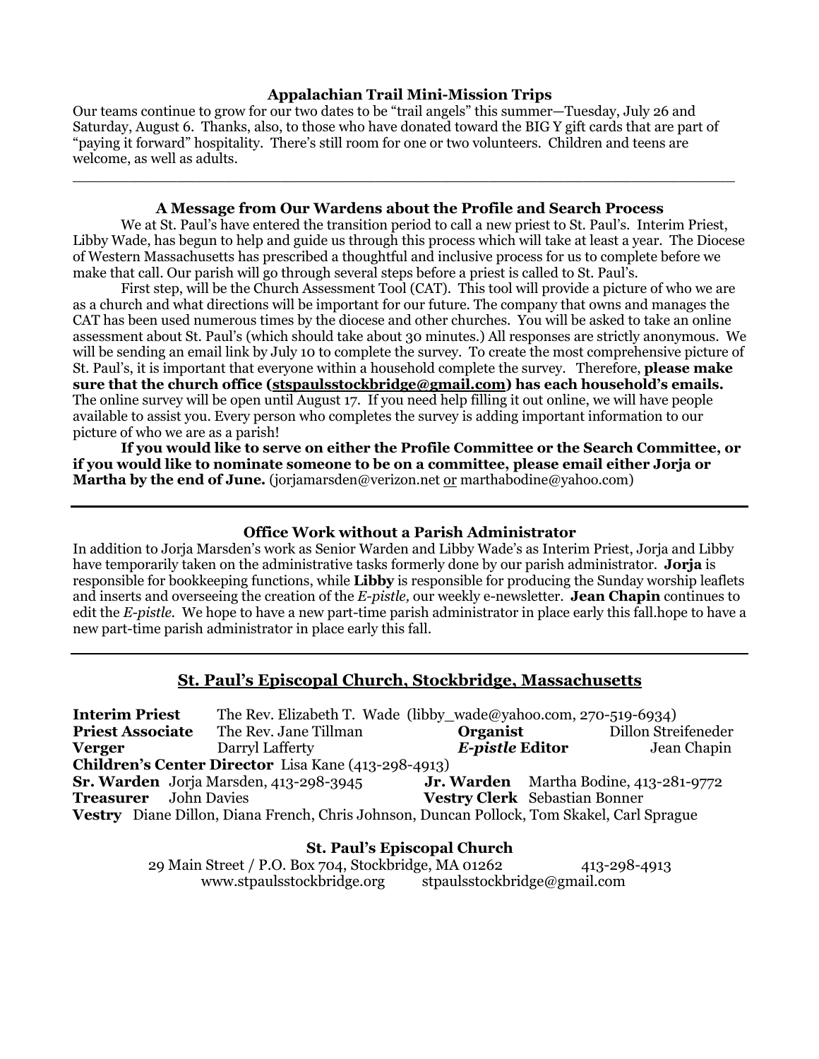### Appalachian Trail Mini-Mission Trips

Our teams continue to grow for our two dates to be "trail angels" this summer—Tuesday, July 26 and Saturday, August 6. Thanks, also, to those who have donated toward the BIG Y gift cards that are part of "paying it forward" hospitality. There's still room for one or two volunteers. Children and teens are welcome, as well as adults.

---

### A Message from Our Wardens about the Profile and Search Process

We at St. Paul's have entered the transition period to call a new priest to St. Paul's. Interim Priest, Libby Wade, has begun to help and guide us through this process which will take at least a year. The Diocese of Western Massachusetts has prescribed a thoughtful and inclusive process for us to complete before we make that call. Our parish will go through several steps before a priest is called to St. Paul's.

First step, will be the Church Assessment Tool (CAT). This tool will provide a picture of who we are as a church and what directions will be important for our future. The company that owns and manages the CAT has been used numerous times by the diocese and other churches. You will be asked to take an online assessment about St. Paul's (which should take about 30 minutes.) All responses are strictly anonymous. We will be sending an email link by July 10 to complete the survey. To create the most comprehensive picture of St. Paul's, it is important that everyone within a household complete the survey. Therefore, **please make sure that the church office (stspaulsstockbridge@gmail.com) has each household's emails.** The online survey will be open until August 17. If you need help filling it out online, we will have people available to assist you. Every person who completes the survey is adding important information to our picture of who we are as a parish!

**If you would like to serve on either the Profile Committee or the Search Committee, or if you would like to nominate someone to be on a committee, please email either Jorja or Martha by the end of June.** (jorjamarsden@verizon.net or marthabodine@yahoo.com)

---

### Office Work without a Parish Administrator

In addition to Jorja Marsden's work as Senior Warden and Libby Wade's as Interim Priest, Jorja and Libby have temporarily taken on the administrative tasks formerly done by our parish administrator. **Jorja** is responsible for bookkeeping functions, while **Libby** is responsible for producing the Sunday worship leaflets and inserts and overseeing the creation of the *E-pistle,* our weekly e-newsletter. **Jean Chapin** continues to edit the *E-pistle.* We hope to have a new part-time parish administrator in place early this fall.hope to have a new part-time parish administrator in place early this fall.

---

## St. Paul's Episcopal Church, Stockbridge, Massachusetts

**Interim Priest** The Rev. Elizabeth T. Wade (libby_wade@yahoo.com, 270-519-6934)
**Priest Associate** The Rev. Jane Tillman **Organist** Dillon Streifeneder
**Verger** Darryl Lafferty ***E-pistle* Editor** Jean Chapin
**Children's Center Director** Lisa Kane (413-298-4913)
**Sr. Warden** Jorja Marsden, 413-298-3945 **Jr. Warden** Martha Bodine, 413-281-9772
**Treasurer** John Davies **Vestry Clerk** Sebastian Bonner
**Vestry** Diane Dillon, Diana French, Chris Johnson, Duncan Pollock, Tom Skakel, Carl Sprague

**St. Paul's Episcopal Church**
29 Main Street / P.O. Box 704, Stockbridge, MA 01262 413-298-4913
www.stpaulsstockbridge.org stpaulsstockbridge@gmail.com